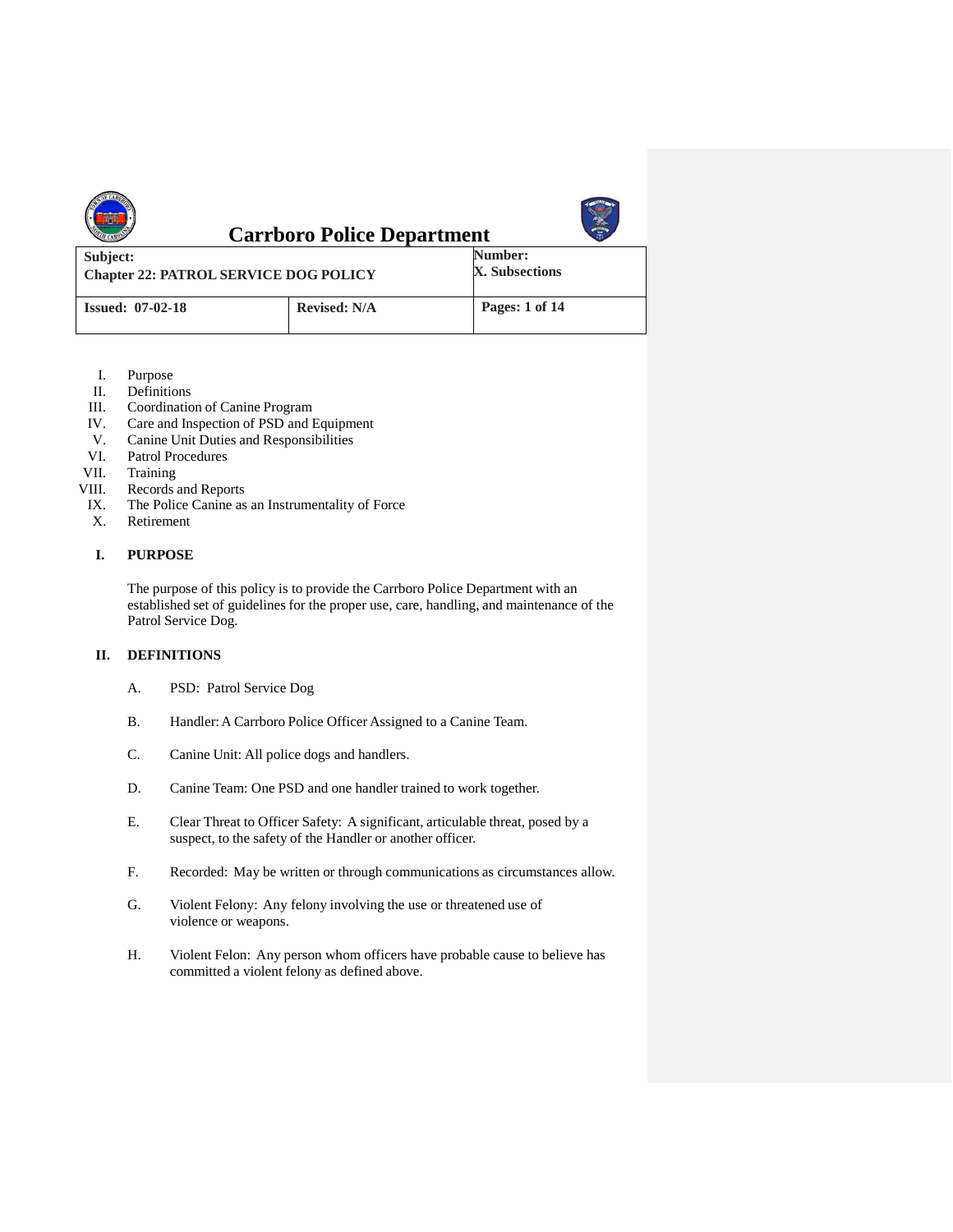# Carrboro Police Department

| Subject: Chapter 22: PATROL SERVICE DOG POLICY | | Number: X. Subsections |
| --- | --- | --- |
| Issued: 07-02-18 | Revised: N/A | Pages: 1 of 14 |

I. Purpose
II. Definitions
III. Coordination of Canine Program
IV. Care and Inspection of PSD and Equipment
V. Canine Unit Duties and Responsibilities
VI. Patrol Procedures
VII. Training
VIII. Records and Reports
IX. The Police Canine as an Instrumentality of Force
X. Retirement

## I. PURPOSE

The purpose of this policy is to provide the Carrboro Police Department with an established set of guidelines for the proper use, care, handling, and maintenance of the Patrol Service Dog.

## II. DEFINITIONS

A. PSD: Patrol Service Dog

B. Handler: A Carrboro Police Officer Assigned to a Canine Team.

C. Canine Unit: All police dogs and handlers.

D. Canine Team: One PSD and one handler trained to work together.

E. Clear Threat to Officer Safety: A significant, articulable threat, posed by a suspect, to the safety of the Handler or another officer.

F. Recorded: May be written or through communications as circumstances allow.

G. Violent Felony: Any felony involving the use or threatened use of violence or weapons.

H. Violent Felon: Any person whom officers have probable cause to believe has committed a violent felony as defined above.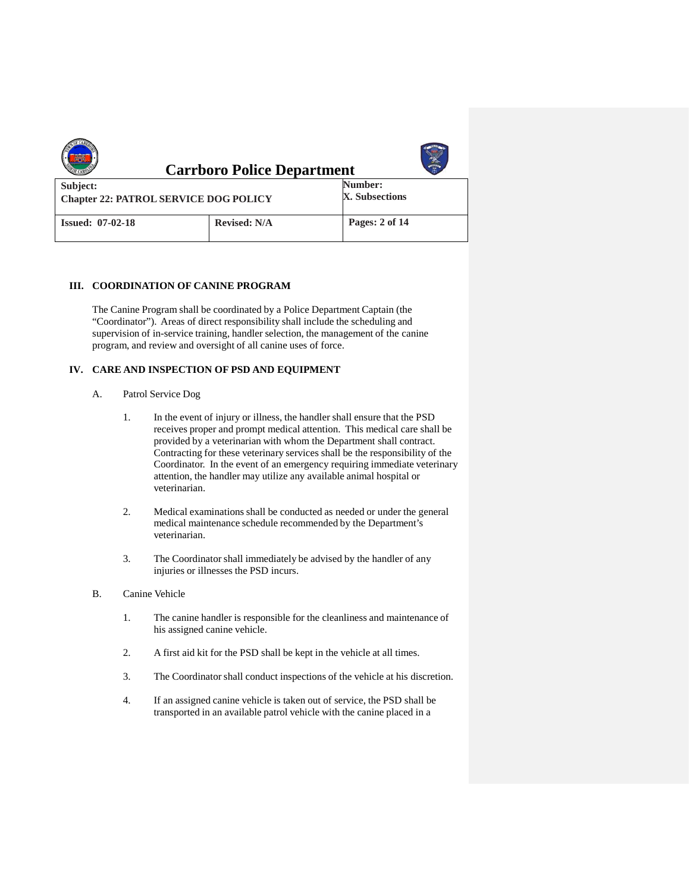## III. COORDINATION OF CANINE PROGRAM

The Canine Program shall be coordinated by a Police Department Captain (the "Coordinator"). Areas of direct responsibility shall include the scheduling and supervision of in-service training, handler selection, the management of the canine program, and review and oversight of all canine uses of force.

## IV. CARE AND INSPECTION OF PSD AND EQUIPMENT

A. Patrol Service Dog

1. In the event of injury or illness, the handler shall ensure that the PSD receives proper and prompt medical attention. This medical care shall be provided by a veterinarian with whom the Department shall contract. Contracting for these veterinary services shall be the responsibility of the Coordinator. In the event of an emergency requiring immediate veterinary attention, the handler may utilize any available animal hospital or veterinarian.

2. Medical examinations shall be conducted as needed or under the general medical maintenance schedule recommended by the Department's veterinarian.

3. The Coordinator shall immediately be advised by the handler of any injuries or illnesses the PSD incurs.

B. Canine Vehicle

1. The canine handler is responsible for the cleanliness and maintenance of his assigned canine vehicle.

2. A first aid kit for the PSD shall be kept in the vehicle at all times.

3. The Coordinator shall conduct inspections of the vehicle at his discretion.

4. If an assigned canine vehicle is taken out of service, the PSD shall be transported in an available patrol vehicle with the canine placed in a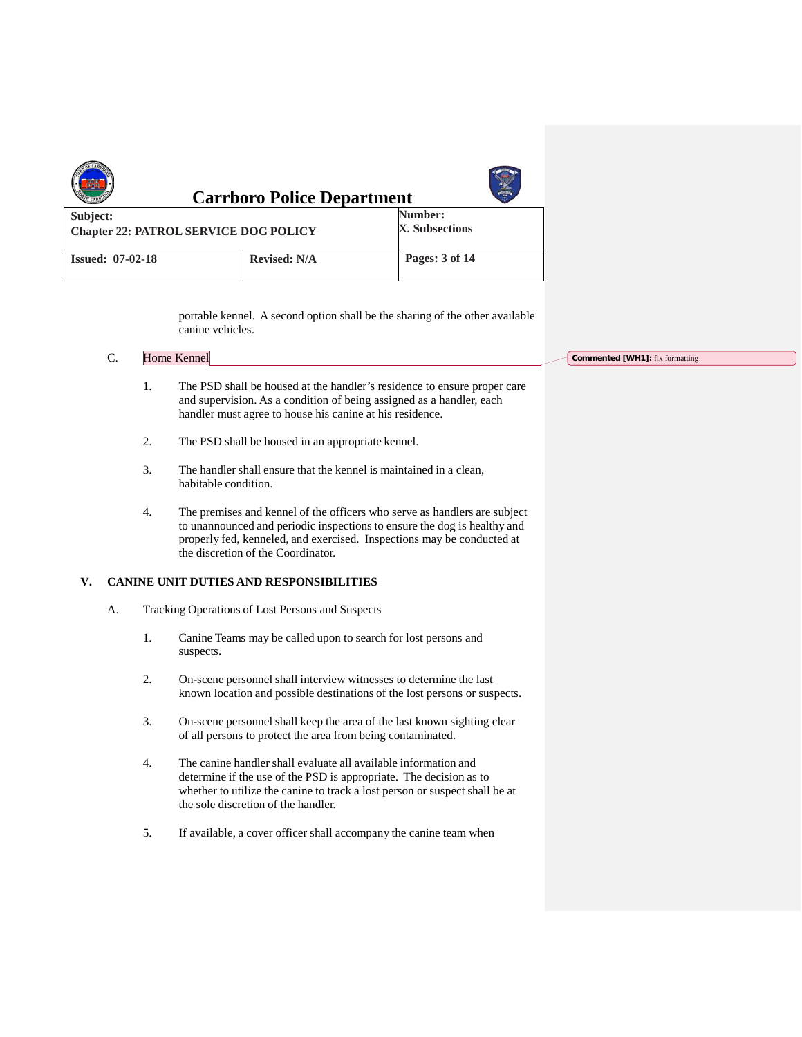portable kennel. A second option shall be the sharing of the other available canine vehicles.

C. Home Kennel

1. The PSD shall be housed at the handler's residence to ensure proper care and supervision. As a condition of being assigned as a handler, each handler must agree to house his canine at his residence.

2. The PSD shall be housed in an appropriate kennel.

3. The handler shall ensure that the kennel is maintained in a clean, habitable condition.

4. The premises and kennel of the officers who serve as handlers are subject to unannounced and periodic inspections to ensure the dog is healthy and properly fed, kenneled, and exercised. Inspections may be conducted at the discretion of the Coordinator.

## V. CANINE UNIT DUTIES AND RESPONSIBILITIES

A. Tracking Operations of Lost Persons and Suspects

1. Canine Teams may be called upon to search for lost persons and suspects.

2. On-scene personnel shall interview witnesses to determine the last known location and possible destinations of the lost persons or suspects.

3. On-scene personnel shall keep the area of the last known sighting clear of all persons to protect the area from being contaminated.

4. The canine handler shall evaluate all available information and determine if the use of the PSD is appropriate. The decision as to whether to utilize the canine to track a lost person or suspect shall be at the sole discretion of the handler.

5. If available, a cover officer shall accompany the canine team when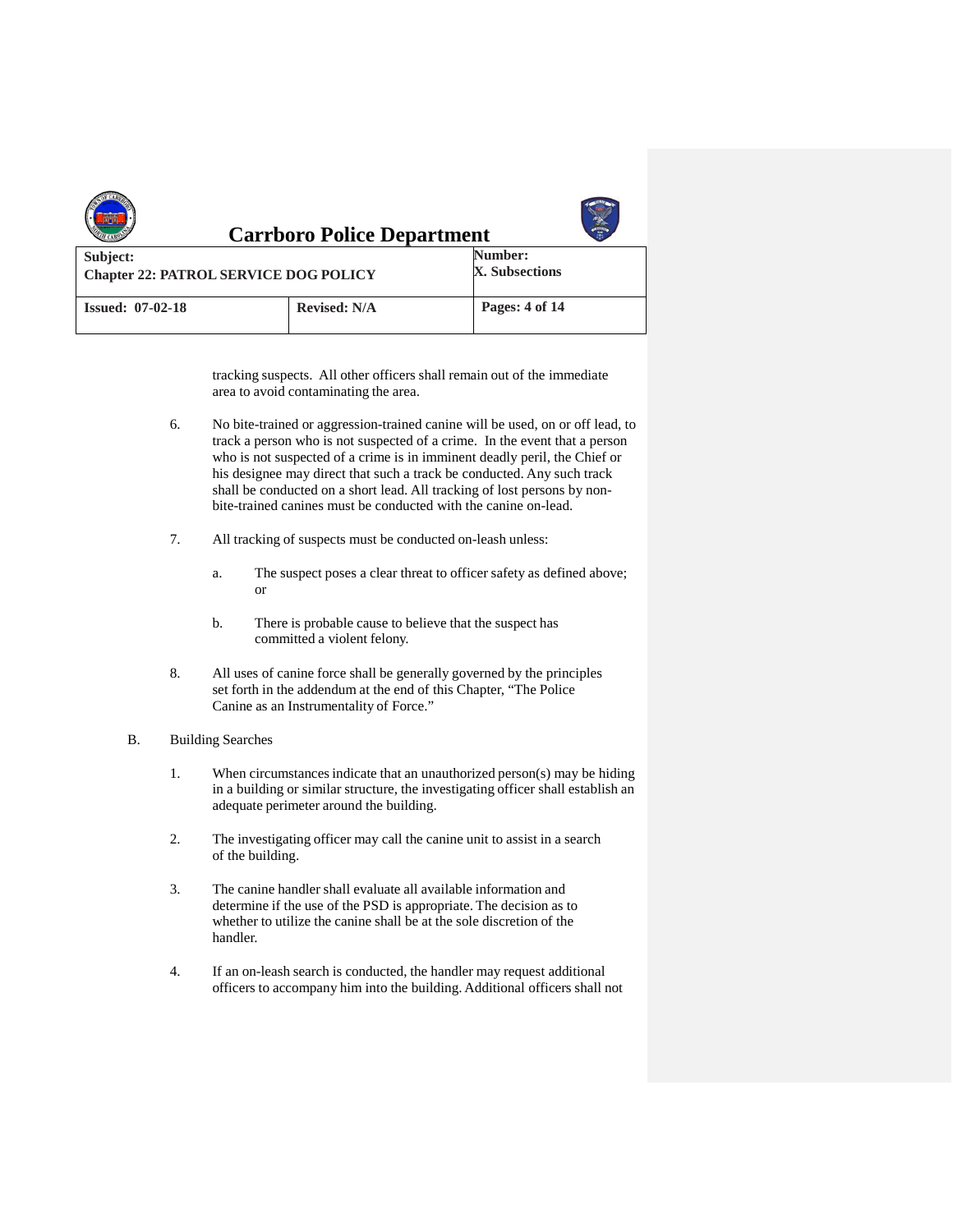tracking suspects. All other officers shall remain out of the immediate area to avoid contaminating the area.

6. No bite-trained or aggression-trained canine will be used, on or off lead, to track a person who is not suspected of a crime. In the event that a person who is not suspected of a crime is in imminent deadly peril, the Chief or his designee may direct that such a track be conducted. Any such track shall be conducted on a short lead. All tracking of lost persons by non-bite-trained canines must be conducted with the canine on-lead.

7. All tracking of suspects must be conducted on-leash unless:

   a. The suspect poses a clear threat to officer safety as defined above; or

   b. There is probable cause to believe that the suspect has committed a violent felony.

8. All uses of canine force shall be generally governed by the principles set forth in the addendum at the end of this Chapter, "The Police Canine as an Instrumentality of Force."

B. Building Searches

1. When circumstances indicate that an unauthorized person(s) may be hiding in a building or similar structure, the investigating officer shall establish an adequate perimeter around the building.

2. The investigating officer may call the canine unit to assist in a search of the building.

3. The canine handler shall evaluate all available information and determine if the use of the PSD is appropriate. The decision as to whether to utilize the canine shall be at the sole discretion of the handler.

4. If an on-leash search is conducted, the handler may request additional officers to accompany him into the building. Additional officers shall not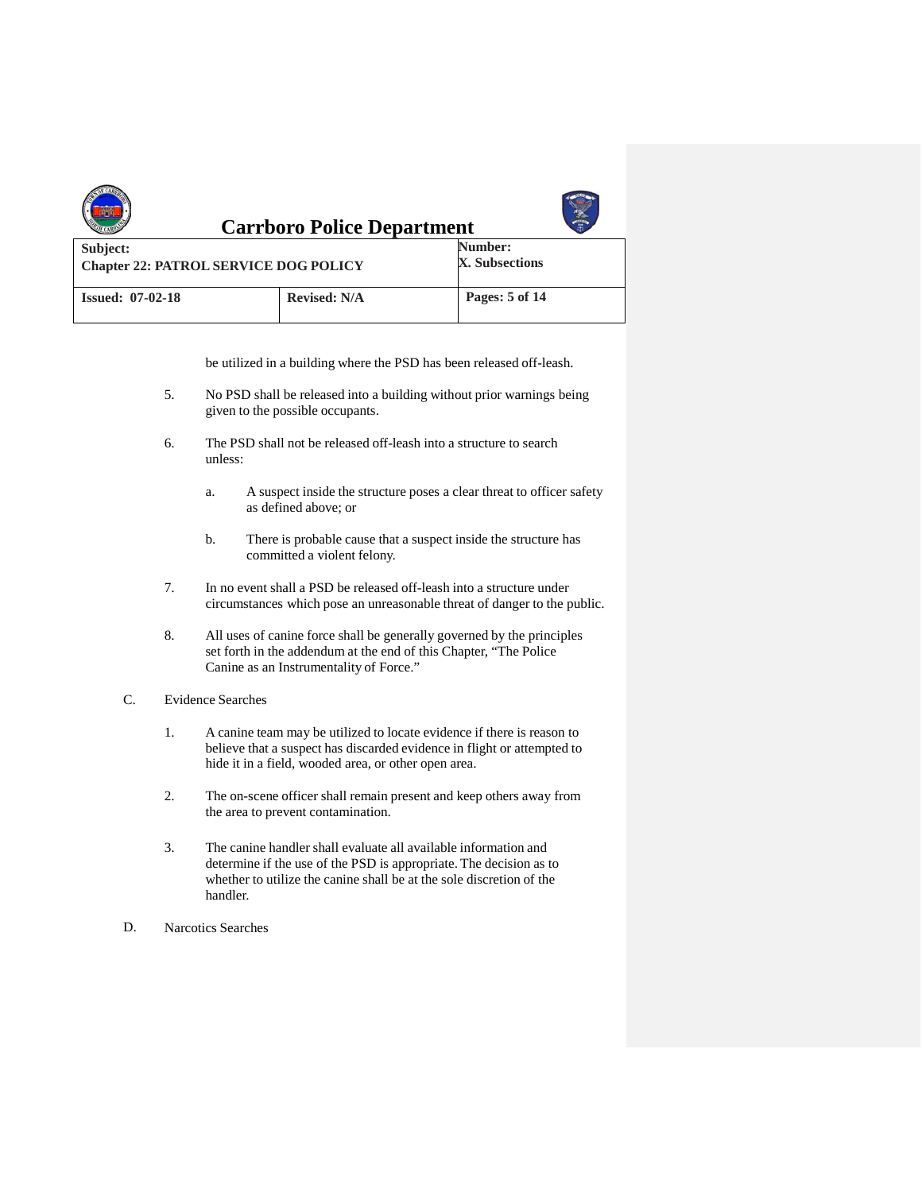be utilized in a building where the PSD has been released off-leash.

5. No PSD shall be released into a building without prior warnings being given to the possible occupants.

6. The PSD shall not be released off-leash into a structure to search unless:

   a. A suspect inside the structure poses a clear threat to officer safety as defined above; or

   b. There is probable cause that a suspect inside the structure has committed a violent felony.

7. In no event shall a PSD be released off-leash into a structure under circumstances which pose an unreasonable threat of danger to the public.

8. All uses of canine force shall be generally governed by the principles set forth in the addendum at the end of this Chapter, "The Police Canine as an Instrumentality of Force."

C. Evidence Searches

1. A canine team may be utilized to locate evidence if there is reason to believe that a suspect has discarded evidence in flight or attempted to hide it in a field, wooded area, or other open area.

2. The on-scene officer shall remain present and keep others away from the area to prevent contamination.

3. The canine handler shall evaluate all available information and determine if the use of the PSD is appropriate. The decision as to whether to utilize the canine shall be at the sole discretion of the handler.

D. Narcotics Searches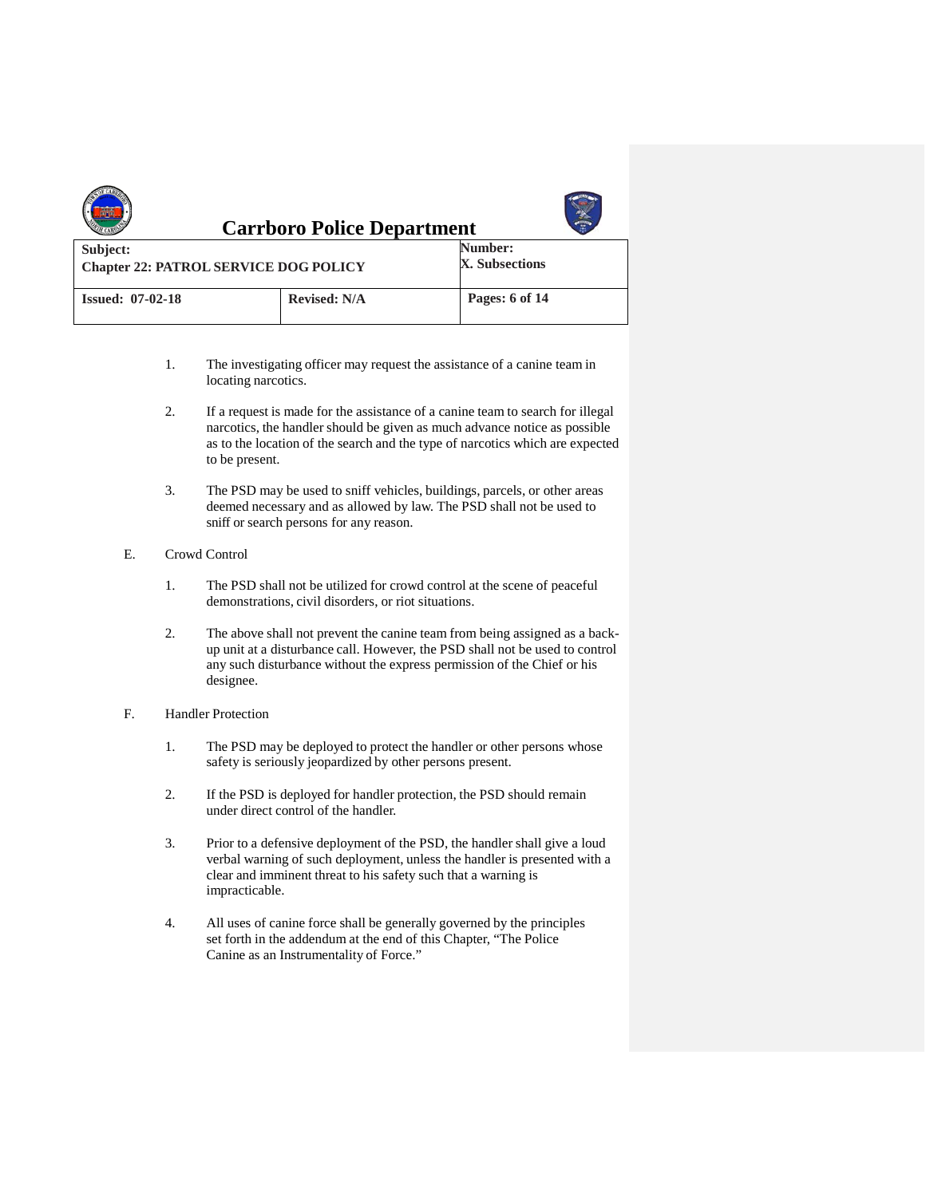1. The investigating officer may request the assistance of a canine team in locating narcotics.

2. If a request is made for the assistance of a canine team to search for illegal narcotics, the handler should be given as much advance notice as possible as to the location of the search and the type of narcotics which are expected to be present.

3. The PSD may be used to sniff vehicles, buildings, parcels, or other areas deemed necessary and as allowed by law. The PSD shall not be used to sniff or search persons for any reason.

E. Crowd Control

1. The PSD shall not be utilized for crowd control at the scene of peaceful demonstrations, civil disorders, or riot situations.

2. The above shall not prevent the canine team from being assigned as a back-up unit at a disturbance call. However, the PSD shall not be used to control any such disturbance without the express permission of the Chief or his designee.

F. Handler Protection

1. The PSD may be deployed to protect the handler or other persons whose safety is seriously jeopardized by other persons present.

2. If the PSD is deployed for handler protection, the PSD should remain under direct control of the handler.

3. Prior to a defensive deployment of the PSD, the handler shall give a loud verbal warning of such deployment, unless the handler is presented with a clear and imminent threat to his safety such that a warning is impracticable.

4. All uses of canine force shall be generally governed by the principles set forth in the addendum at the end of this Chapter, "The Police Canine as an Instrumentality of Force."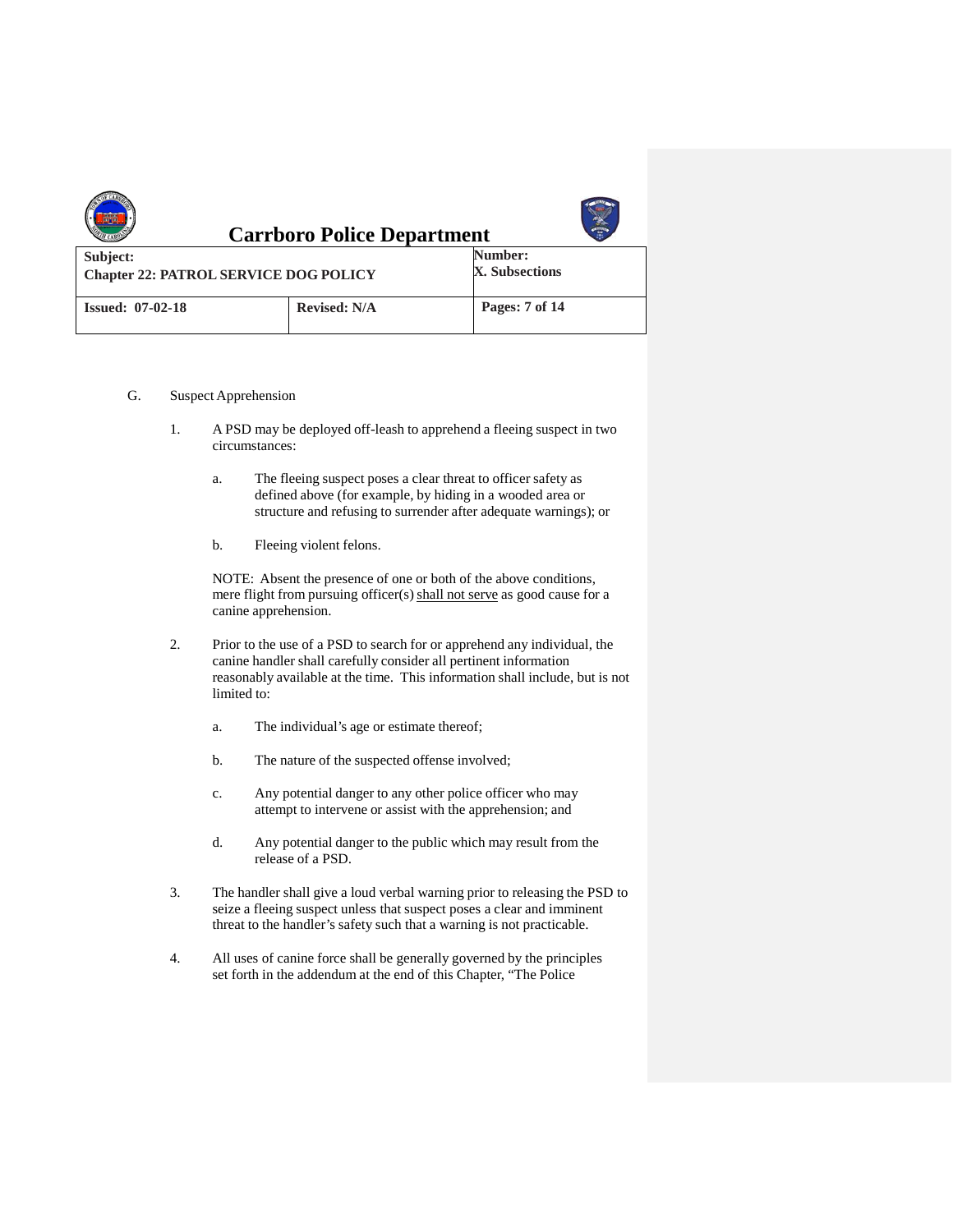G. Suspect Apprehension

1. A PSD may be deployed off-leash to apprehend a fleeing suspect in two circumstances:

   a. The fleeing suspect poses a clear threat to officer safety as defined above (for example, by hiding in a wooded area or structure and refusing to surrender after adequate warnings); or

   b. Fleeing violent felons.

   NOTE: Absent the presence of one or both of the above conditions, mere flight from pursuing officer(s) <u>shall not serve</u> as good cause for a canine apprehension.

2. Prior to the use of a PSD to search for or apprehend any individual, the canine handler shall carefully consider all pertinent information reasonably available at the time. This information shall include, but is not limited to:

   a. The individual's age or estimate thereof;

   b. The nature of the suspected offense involved;

   c. Any potential danger to any other police officer who may attempt to intervene or assist with the apprehension; and

   d. Any potential danger to the public which may result from the release of a PSD.

3. The handler shall give a loud verbal warning prior to releasing the PSD to seize a fleeing suspect unless that suspect poses a clear and imminent threat to the handler's safety such that a warning is not practicable.

4. All uses of canine force shall be generally governed by the principles set forth in the addendum at the end of this Chapter, "The Police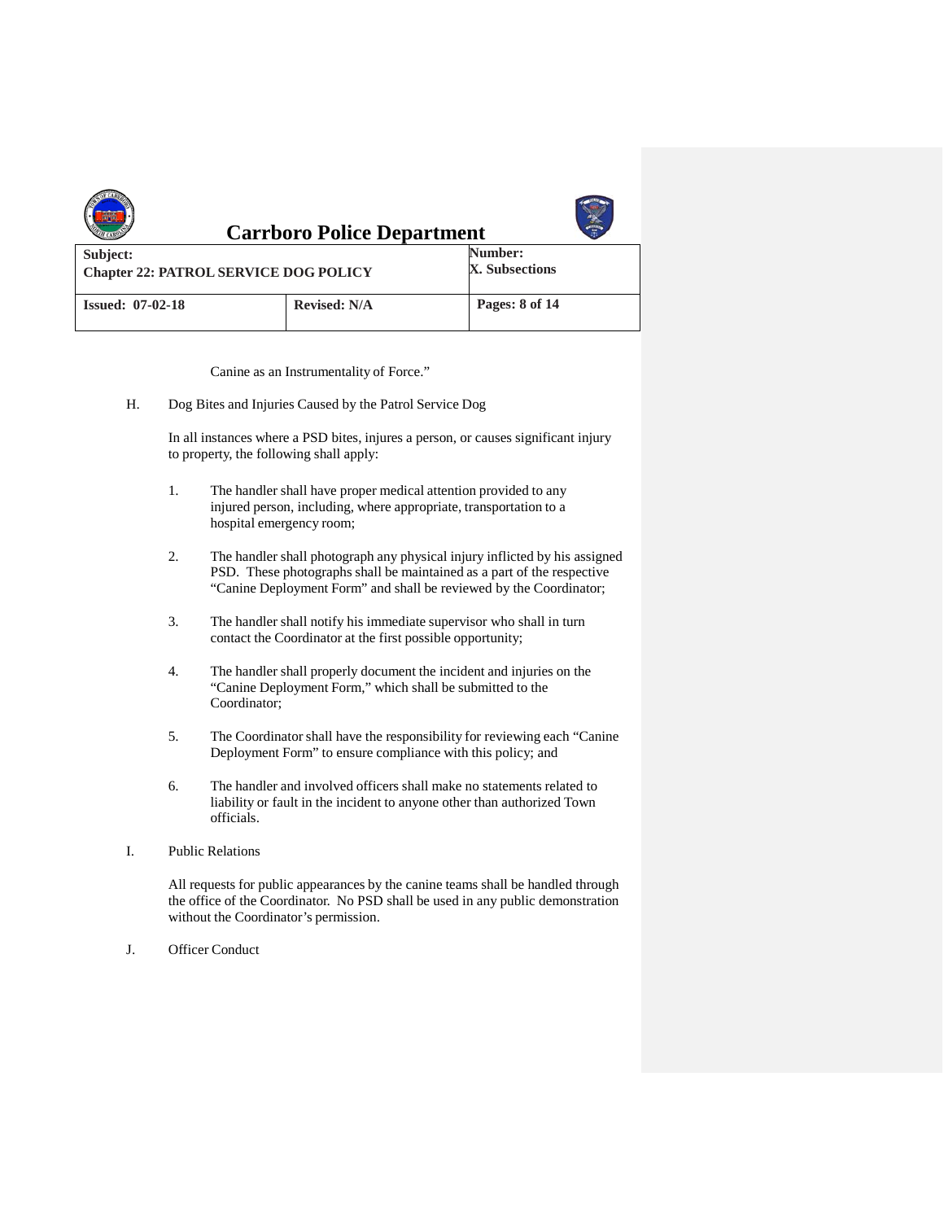Canine as an Instrumentality of Force."

H. Dog Bites and Injuries Caused by the Patrol Service Dog

In all instances where a PSD bites, injures a person, or causes significant injury to property, the following shall apply:

1. The handler shall have proper medical attention provided to any injured person, including, where appropriate, transportation to a hospital emergency room;

2. The handler shall photograph any physical injury inflicted by his assigned PSD. These photographs shall be maintained as a part of the respective "Canine Deployment Form" and shall be reviewed by the Coordinator;

3. The handler shall notify his immediate supervisor who shall in turn contact the Coordinator at the first possible opportunity;

4. The handler shall properly document the incident and injuries on the "Canine Deployment Form," which shall be submitted to the Coordinator;

5. The Coordinator shall have the responsibility for reviewing each "Canine Deployment Form" to ensure compliance with this policy; and

6. The handler and involved officers shall make no statements related to liability or fault in the incident to anyone other than authorized Town officials.

I. Public Relations

All requests for public appearances by the canine teams shall be handled through the office of the Coordinator. No PSD shall be used in any public demonstration without the Coordinator's permission.

J. Officer Conduct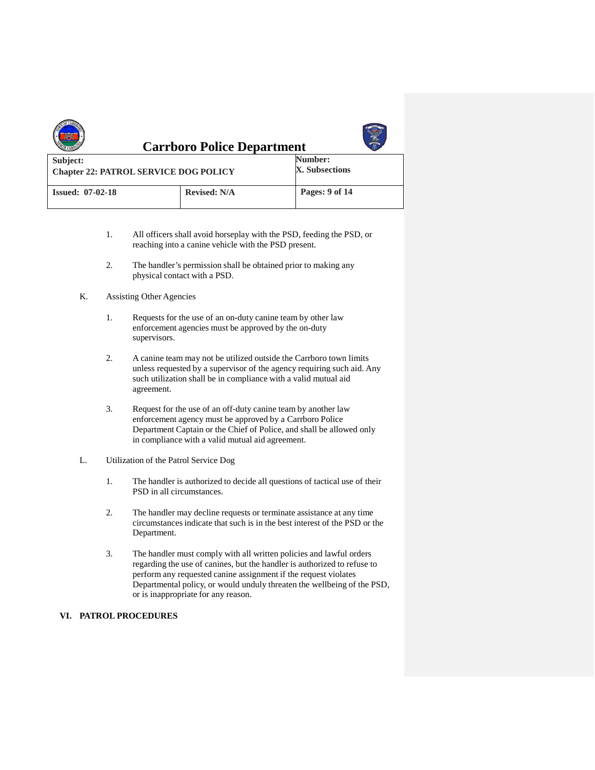1. All officers shall avoid horseplay with the PSD, feeding the PSD, or reaching into a canine vehicle with the PSD present.

2. The handler's permission shall be obtained prior to making any physical contact with a PSD.

K. Assisting Other Agencies

1. Requests for the use of an on-duty canine team by other law enforcement agencies must be approved by the on-duty supervisors.

2. A canine team may not be utilized outside the Carrboro town limits unless requested by a supervisor of the agency requiring such aid. Any such utilization shall be in compliance with a valid mutual aid agreement.

3. Request for the use of an off-duty canine team by another law enforcement agency must be approved by a Carrboro Police Department Captain or the Chief of Police, and shall be allowed only in compliance with a valid mutual aid agreement.

L. Utilization of the Patrol Service Dog

1. The handler is authorized to decide all questions of tactical use of their PSD in all circumstances.

2. The handler may decline requests or terminate assistance at any time circumstances indicate that such is in the best interest of the PSD or the Department.

3. The handler must comply with all written policies and lawful orders regarding the use of canines, but the handler is authorized to refuse to perform any requested canine assignment if the request violates Departmental policy, or would unduly threaten the wellbeing of the PSD, or is inappropriate for any reason.

## VI. PATROL PROCEDURES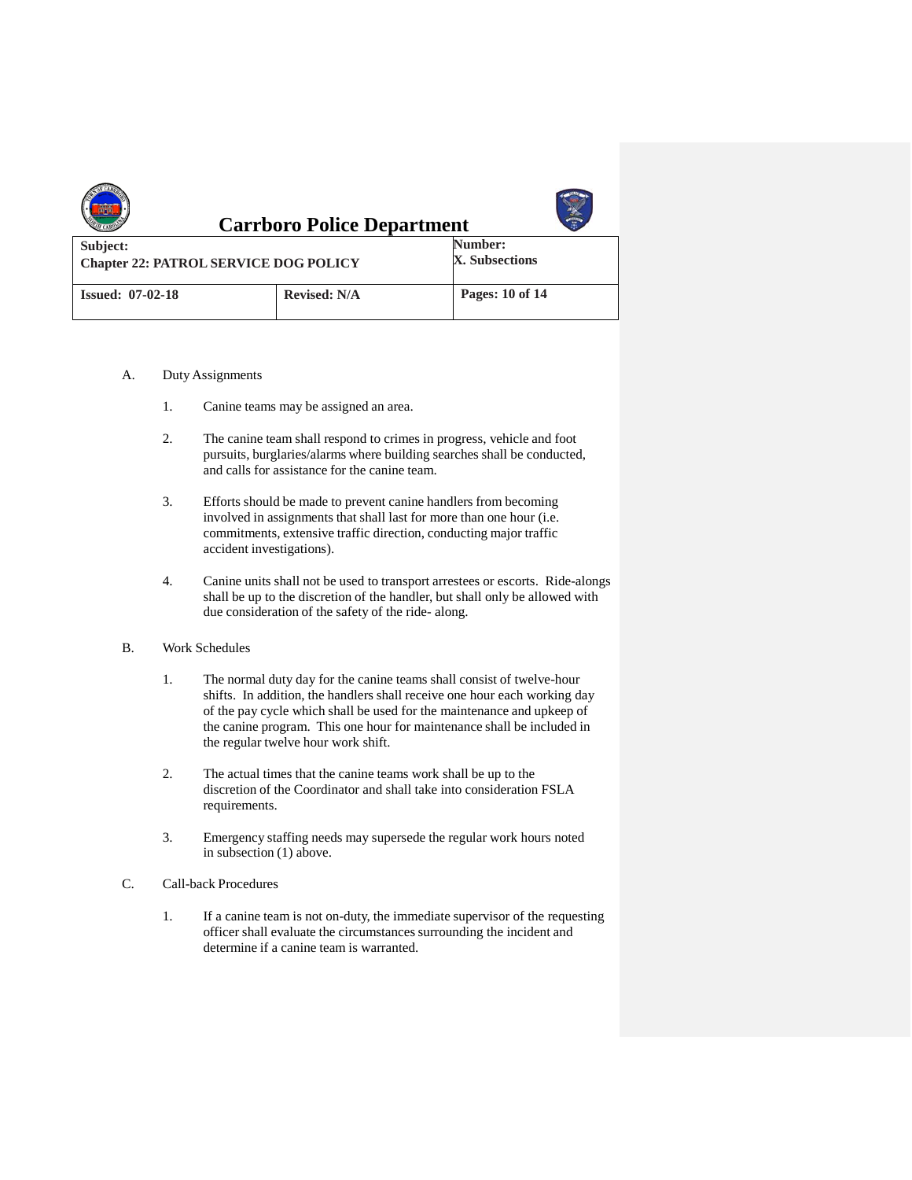A. Duty Assignments

1. Canine teams may be assigned an area.

2. The canine team shall respond to crimes in progress, vehicle and foot pursuits, burglaries/alarms where building searches shall be conducted, and calls for assistance for the canine team.

3. Efforts should be made to prevent canine handlers from becoming involved in assignments that shall last for more than one hour (i.e. commitments, extensive traffic direction, conducting major traffic accident investigations).

4. Canine units shall not be used to transport arrestees or escorts. Ride-alongs shall be up to the discretion of the handler, but shall only be allowed with due consideration of the safety of the ride- along.

B. Work Schedules

1. The normal duty day for the canine teams shall consist of twelve-hour shifts. In addition, the handlers shall receive one hour each working day of the pay cycle which shall be used for the maintenance and upkeep of the canine program. This one hour for maintenance shall be included in the regular twelve hour work shift.

2. The actual times that the canine teams work shall be up to the discretion of the Coordinator and shall take into consideration FSLA requirements.

3. Emergency staffing needs may supersede the regular work hours noted in subsection (1) above.

C. Call-back Procedures

1. If a canine team is not on-duty, the immediate supervisor of the requesting officer shall evaluate the circumstances surrounding the incident and determine if a canine team is warranted.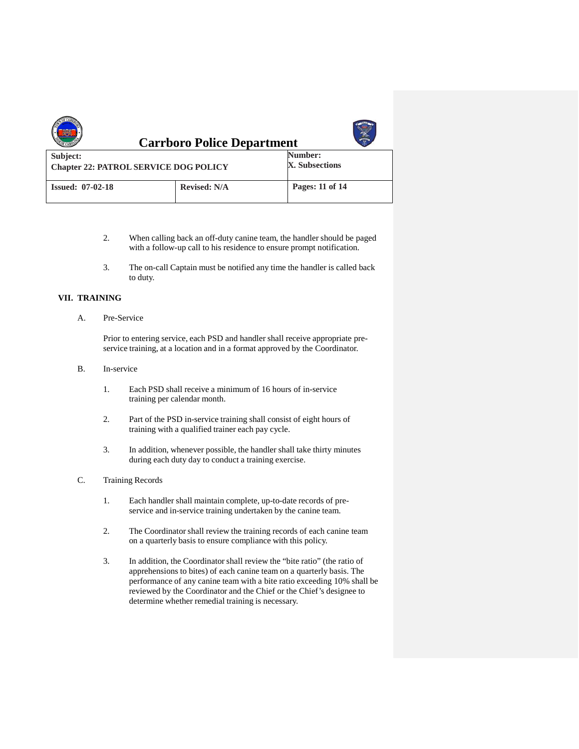2. When calling back an off-duty canine team, the handler should be paged with a follow-up call to his residence to ensure prompt notification.

3. The on-call Captain must be notified any time the handler is called back to duty.

## VII. TRAINING

A. Pre-Service

Prior to entering service, each PSD and handler shall receive appropriate pre-service training, at a location and in a format approved by the Coordinator.

B. In-service

1. Each PSD shall receive a minimum of 16 hours of in-service training per calendar month.

2. Part of the PSD in-service training shall consist of eight hours of training with a qualified trainer each pay cycle.

3. In addition, whenever possible, the handler shall take thirty minutes during each duty day to conduct a training exercise.

C. Training Records

1. Each handler shall maintain complete, up-to-date records of pre-service and in-service training undertaken by the canine team.

2. The Coordinator shall review the training records of each canine team on a quarterly basis to ensure compliance with this policy.

3. In addition, the Coordinator shall review the "bite ratio" (the ratio of apprehensions to bites) of each canine team on a quarterly basis. The performance of any canine team with a bite ratio exceeding 10% shall be reviewed by the Coordinator and the Chief or the Chief's designee to determine whether remedial training is necessary.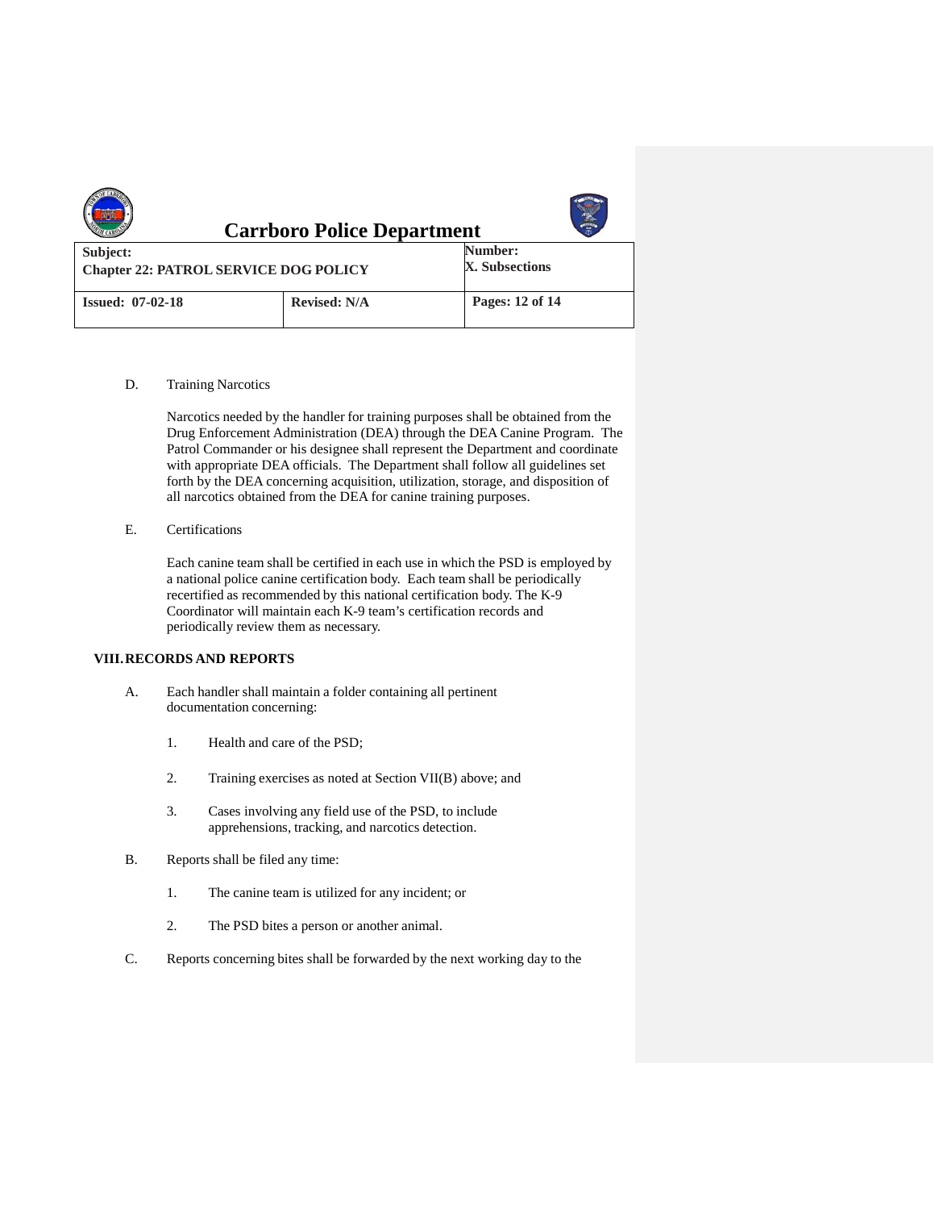D. Training Narcotics

Narcotics needed by the handler for training purposes shall be obtained from the Drug Enforcement Administration (DEA) through the DEA Canine Program. The Patrol Commander or his designee shall represent the Department and coordinate with appropriate DEA officials. The Department shall follow all guidelines set forth by the DEA concerning acquisition, utilization, storage, and disposition of all narcotics obtained from the DEA for canine training purposes.

E. Certifications

Each canine team shall be certified in each use in which the PSD is employed by a national police canine certification body. Each team shall be periodically recertified as recommended by this national certification body. The K-9 Coordinator will maintain each K-9 team's certification records and periodically review them as necessary.

## VIII. RECORDS AND REPORTS

A. Each handler shall maintain a folder containing all pertinent documentation concerning:

1. Health and care of the PSD;
2. Training exercises as noted at Section VII(B) above; and
3. Cases involving any field use of the PSD, to include apprehensions, tracking, and narcotics detection.

B. Reports shall be filed any time:

1. The canine team is utilized for any incident; or
2. The PSD bites a person or another animal.

C. Reports concerning bites shall be forwarded by the next working day to the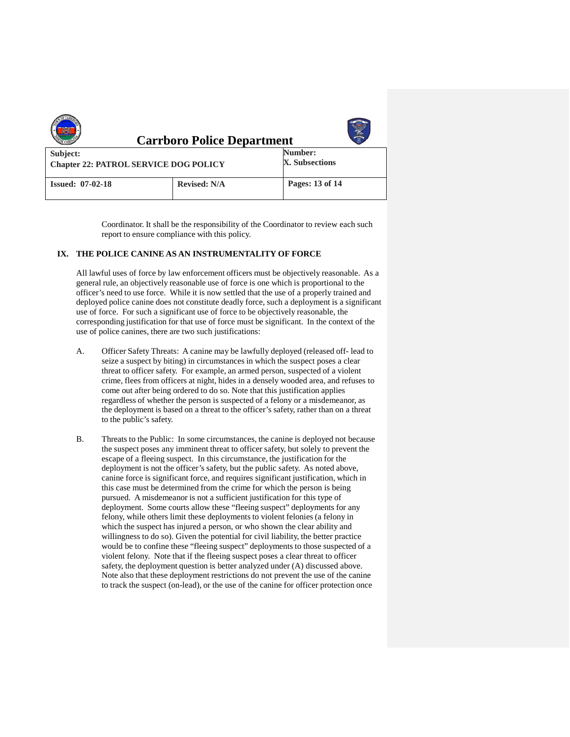Coordinator. It shall be the responsibility of the Coordinator to review each such report to ensure compliance with this policy.

## IX. THE POLICE CANINE AS AN INSTRUMENTALITY OF FORCE

All lawful uses of force by law enforcement officers must be objectively reasonable. As a general rule, an objectively reasonable use of force is one which is proportional to the officer's need to use force. While it is now settled that the use of a properly trained and deployed police canine does not constitute deadly force, such a deployment is a significant use of force. For such a significant use of force to be objectively reasonable, the corresponding justification for that use of force must be significant. In the context of the use of police canines, there are two such justifications:

A. Officer Safety Threats: A canine may be lawfully deployed (released off- lead to seize a suspect by biting) in circumstances in which the suspect poses a clear threat to officer safety. For example, an armed person, suspected of a violent crime, flees from officers at night, hides in a densely wooded area, and refuses to come out after being ordered to do so. Note that this justification applies regardless of whether the person is suspected of a felony or a misdemeanor, as the deployment is based on a threat to the officer's safety, rather than on a threat to the public's safety.

B. Threats to the Public: In some circumstances, the canine is deployed not because the suspect poses any imminent threat to officer safety, but solely to prevent the escape of a fleeing suspect. In this circumstance, the justification for the deployment is not the officer's safety, but the public safety. As noted above, canine force is significant force, and requires significant justification, which in this case must be determined from the crime for which the person is being pursued. A misdemeanor is not a sufficient justification for this type of deployment. Some courts allow these "fleeing suspect" deployments for any felony, while others limit these deployments to violent felonies (a felony in which the suspect has injured a person, or who shown the clear ability and willingness to do so). Given the potential for civil liability, the better practice would be to confine these "fleeing suspect" deployments to those suspected of a violent felony. Note that if the fleeing suspect poses a clear threat to officer safety, the deployment question is better analyzed under (A) discussed above. Note also that these deployment restrictions do not prevent the use of the canine to track the suspect (on-lead), or the use of the canine for officer protection once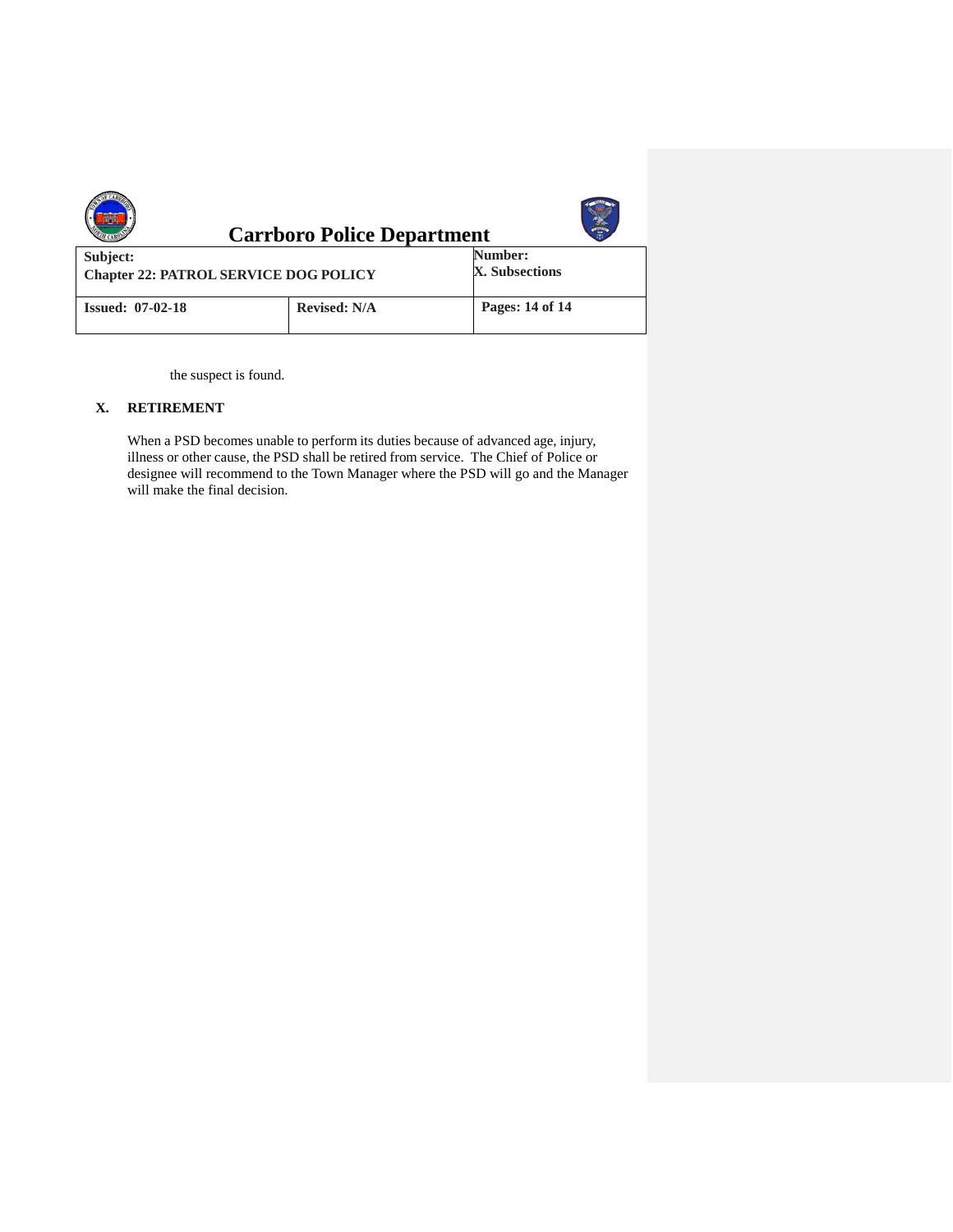the suspect is found.

## X. RETIREMENT

When a PSD becomes unable to perform its duties because of advanced age, injury, illness or other cause, the PSD shall be retired from service. The Chief of Police or designee will recommend to the Town Manager where the PSD will go and the Manager will make the final decision.